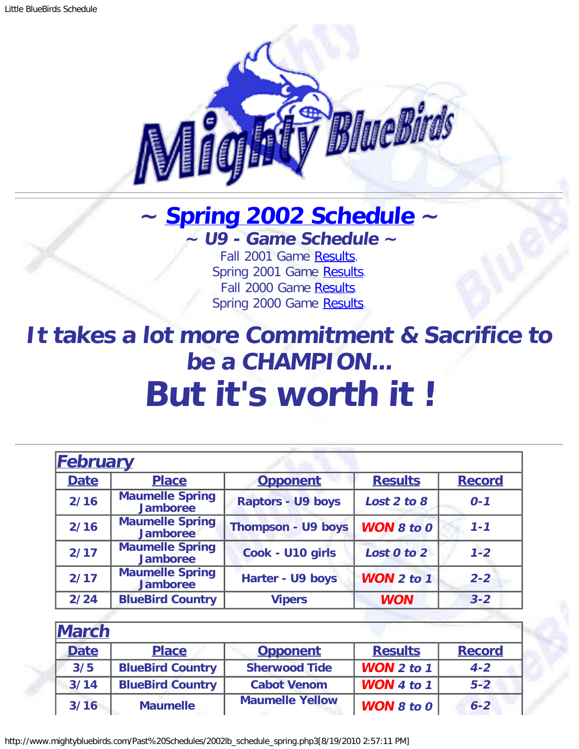# ~ Spring 2002 Schedule ~

## ~ U9 - Game Schedule ~

Fall 2001 Game Results.
Spring 2001 Game Results.
Fall 2000 Game Results.
Spring 2000 Game Results.

# It takes a lot more Commitment & Sacrifice to be a CHAMPION...

# But it's worth it !

| February | | | | |
|---|---|---|---|---|
| **Date** | **Place** | **Opponent** | **Results** | **Record** |
| 2/16 | Maumelle Spring Jamboree | Raptors - U9 boys | *Lost 2 to 8* | *0-1* |
| 2/16 | Maumelle Spring Jamboree | Thompson - U9 boys | ***WON** 8 to 0* | *1-1* |
| 2/17 | Maumelle Spring Jamboree | Cook - U10 girls | *Lost 0 to 2* | *1-2* |
| 2/17 | Maumelle Spring Jamboree | Harter - U9 boys | ***WON** 2 to 1* | *2-2* |
| 2/24 | BlueBird Country | Vipers | ***WON*** | *3-2* |

| March | | | | |
|---|---|---|---|---|
| **Date** | **Place** | **Opponent** | **Results** | **Record** |
| 3/5 | BlueBird Country | Sherwood Tide | ***WON** 2 to 1* | *4-2* |
| 3/14 | BlueBird Country | Cabot Venom | ***WON** 4 to 1* | *5-2* |
| 3/16 | Maumelle | Maumelle Yellow | ***WON** 8 to 0* | *6-2* |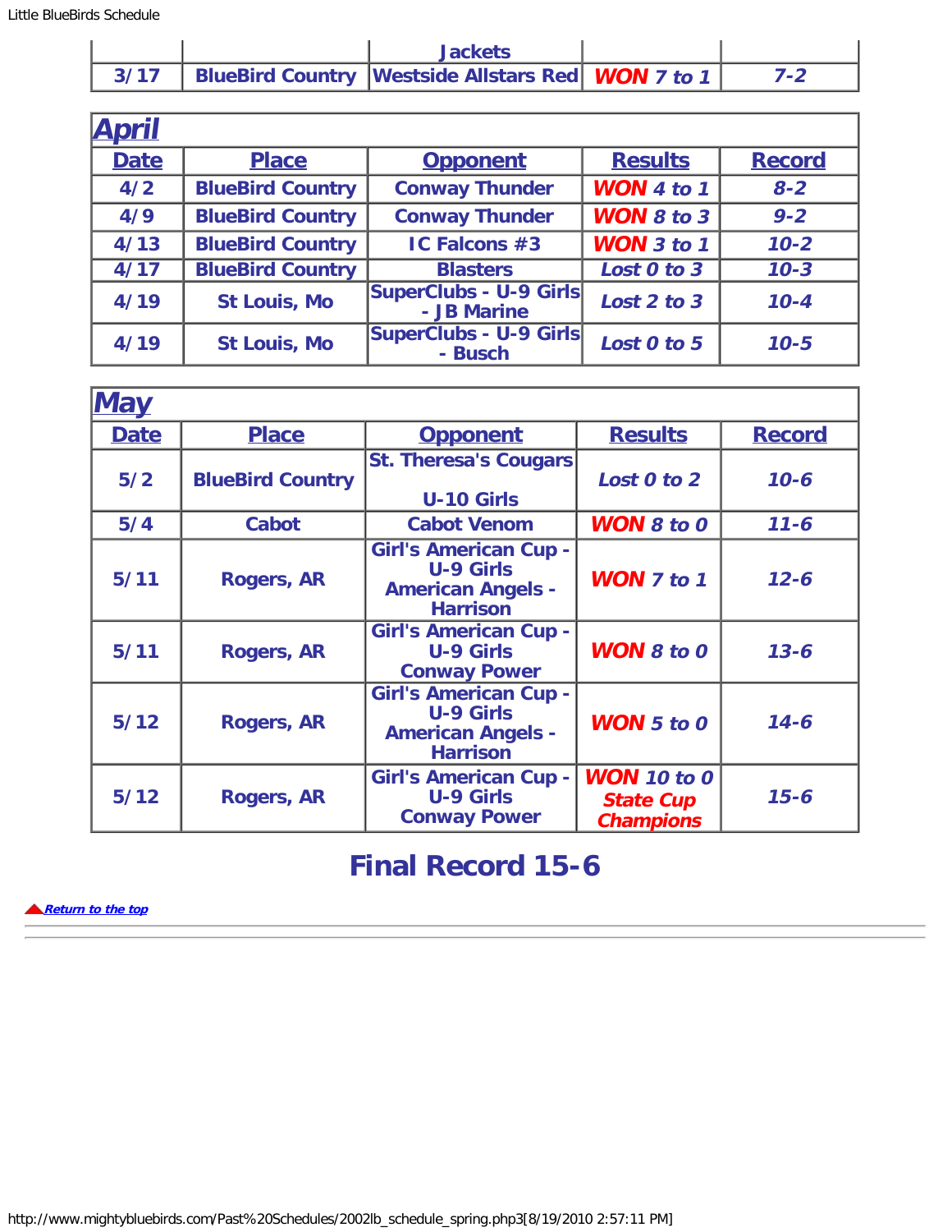| | | | | |
|---|---|---|---|---|
| | | Jackets | | |
| 3/17 | BlueBird Country | Westside Allstars Red | WON 7 to 1 | 7-2 |

## April

| Date | Place | Opponent | Results | Record |
|---|---|---|---|---|
| 4/2 | BlueBird Country | Conway Thunder | WON 4 to 1 | 8-2 |
| 4/9 | BlueBird Country | Conway Thunder | WON 8 to 3 | 9-2 |
| 4/13 | BlueBird Country | IC Falcons #3 | WON 3 to 1 | 10-2 |
| 4/17 | BlueBird Country | Blasters | Lost 0 to 3 | 10-3 |
| 4/19 | St Louis, Mo | SuperClubs - U-9 Girls - JB Marine | Lost 2 to 3 | 10-4 |
| 4/19 | St Louis, Mo | SuperClubs - U-9 Girls - Busch | Lost 0 to 5 | 10-5 |

## May

| Date | Place | Opponent | Results | Record |
|---|---|---|---|---|
| 5/2 | BlueBird Country | St. Theresa's Cougars U-10 Girls | Lost 0 to 2 | 10-6 |
| 5/4 | Cabot | Cabot Venom | WON 8 to 0 | 11-6 |
| 5/11 | Rogers, AR | Girl's American Cup - U-9 Girls American Angels - Harrison | WON 7 to 1 | 12-6 |
| 5/11 | Rogers, AR | Girl's American Cup - U-9 Girls Conway Power | WON 8 to 0 | 13-6 |
| 5/12 | Rogers, AR | Girl's American Cup - U-9 Girls American Angels - Harrison | WON 5 to 0 | 14-6 |
| 5/12 | Rogers, AR | Girl's American Cup - U-9 Girls Conway Power | WON 10 to 0 State Cup Champions | 15-6 |

## Final Record 15-6

Return to the top